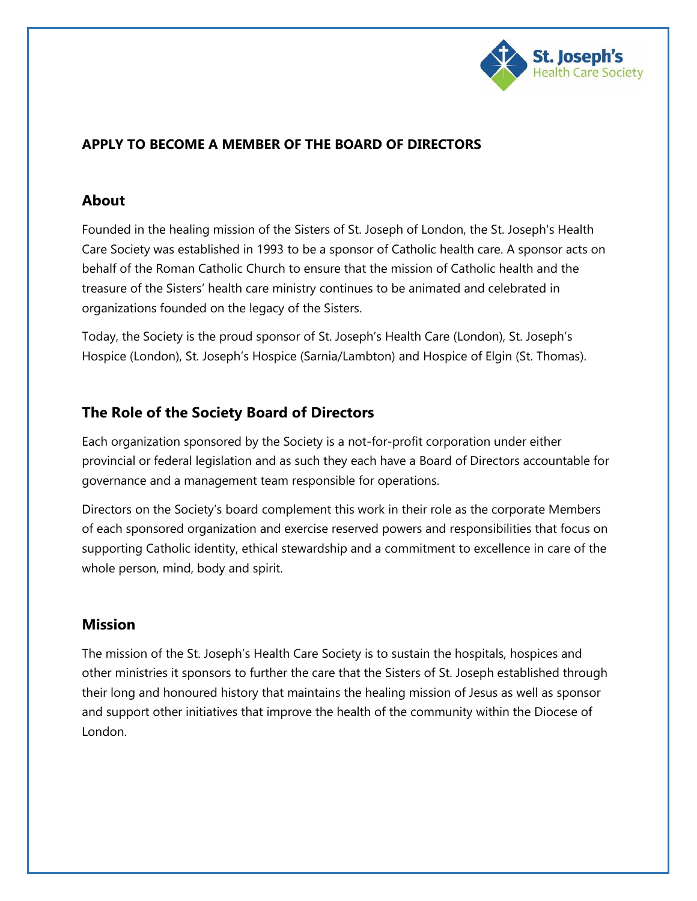**APPLY TO BECOME A MEMBER OF THE BOARD OF DIRECTORS**

## About

Founded in the healing mission of the Sisters of St. Joseph of London, the St. Joseph's Health Care Society was established in 1993 to be a sponsor of Catholic health care. A sponsor acts on behalf of the Roman Catholic Church to ensure that the mission of Catholic health and the treasure of the Sisters' health care ministry continues to be animated and celebrated in organizations founded on the legacy of the Sisters.

Today, the Society is the proud sponsor of St. Joseph's Health Care (London), St. Joseph's Hospice (London), St. Joseph's Hospice (Sarnia/Lambton) and Hospice of Elgin (St. Thomas).

## The Role of the Society Board of Directors

Each organization sponsored by the Society is a not-for-profit corporation under either provincial or federal legislation and as such they each have a Board of Directors accountable for governance and a management team responsible for operations.

Directors on the Society's board complement this work in their role as the corporate Members of each sponsored organization and exercise reserved powers and responsibilities that focus on supporting Catholic identity, ethical stewardship and a commitment to excellence in care of the whole person, mind, body and spirit.

## Mission

The mission of the St. Joseph's Health Care Society is to sustain the hospitals, hospices and other ministries it sponsors to further the care that the Sisters of St. Joseph established through their long and honoured history that maintains the healing mission of Jesus as well as sponsor and support other initiatives that improve the health of the community within the Diocese of London.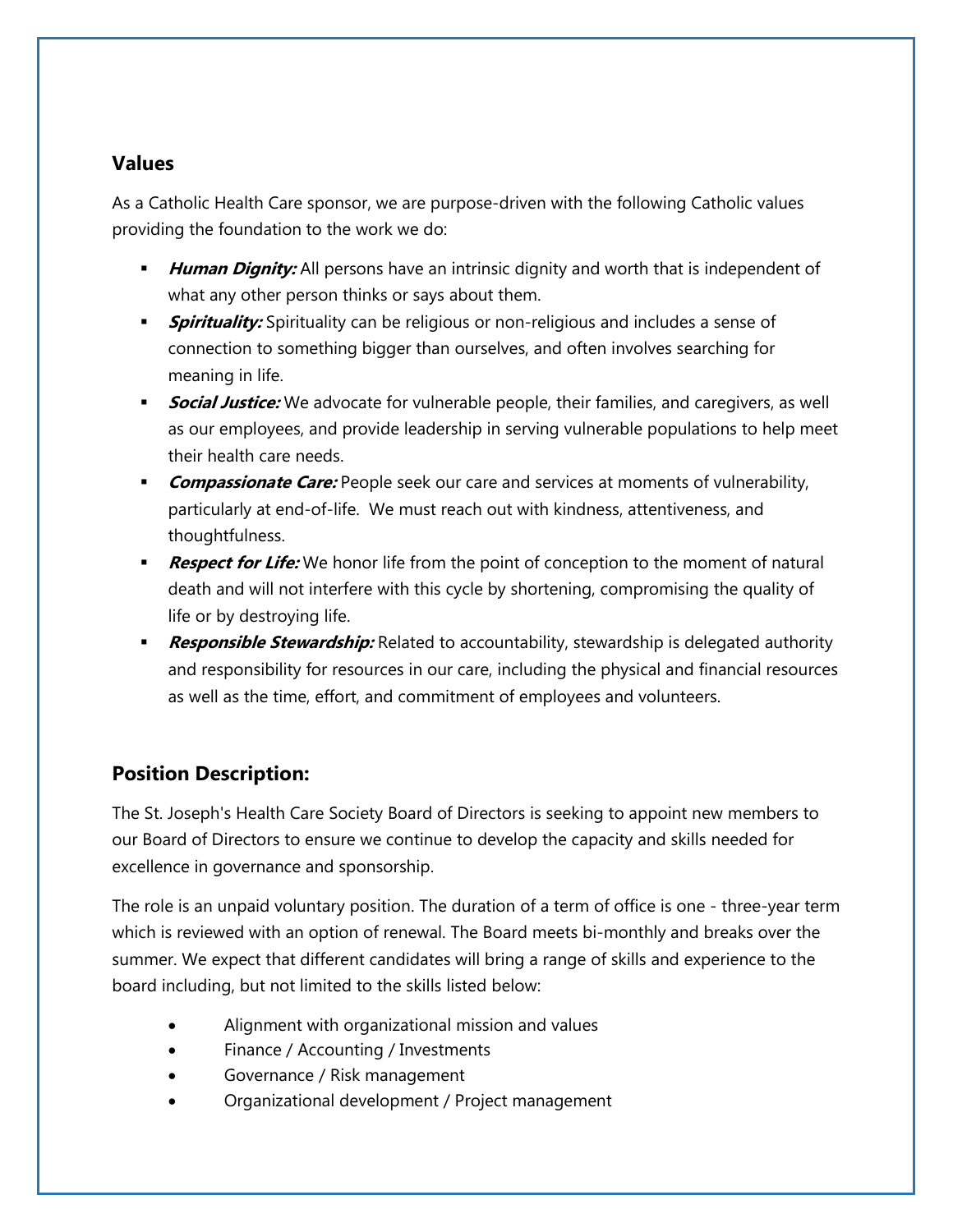## Values

As a Catholic Health Care sponsor, we are purpose-driven with the following Catholic values providing the foundation to the work we do:

- ***Human Dignity:*** All persons have an intrinsic dignity and worth that is independent of what any other person thinks or says about them.
- ***Spirituality:*** Spirituality can be religious or non-religious and includes a sense of connection to something bigger than ourselves, and often involves searching for meaning in life.
- ***Social Justice:*** We advocate for vulnerable people, their families, and caregivers, as well as our employees, and provide leadership in serving vulnerable populations to help meet their health care needs.
- ***Compassionate Care:*** People seek our care and services at moments of vulnerability, particularly at end-of-life. We must reach out with kindness, attentiveness, and thoughtfulness.
- ***Respect for Life:*** We honor life from the point of conception to the moment of natural death and will not interfere with this cycle by shortening, compromising the quality of life or by destroying life.
- ***Responsible Stewardship:*** Related to accountability, stewardship is delegated authority and responsibility for resources in our care, including the physical and financial resources as well as the time, effort, and commitment of employees and volunteers.

## Position Description:

The St. Joseph's Health Care Society Board of Directors is seeking to appoint new members to our Board of Directors to ensure we continue to develop the capacity and skills needed for excellence in governance and sponsorship.

The role is an unpaid voluntary position. The duration of a term of office is one - three-year term which is reviewed with an option of renewal. The Board meets bi-monthly and breaks over the summer. We expect that different candidates will bring a range of skills and experience to the board including, but not limited to the skills listed below:

- Alignment with organizational mission and values
- Finance / Accounting / Investments
- Governance / Risk management
- Organizational development / Project management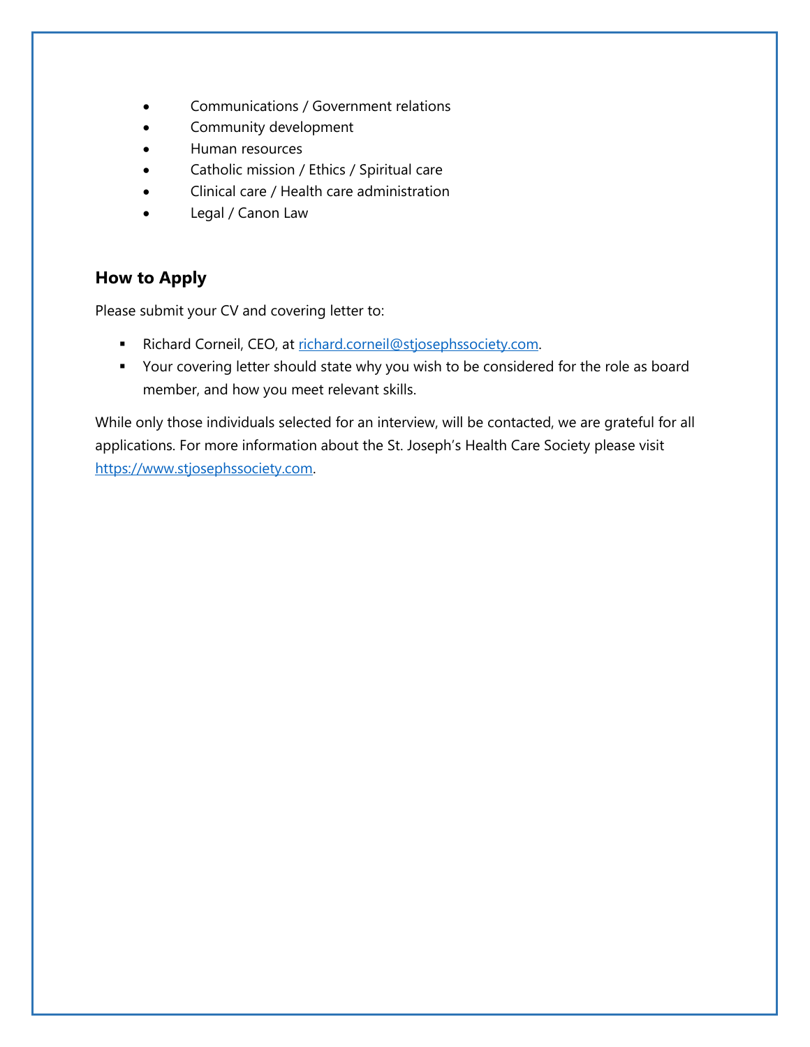- Communications / Government relations
- Community development
- Human resources
- Catholic mission / Ethics / Spiritual care
- Clinical care / Health care administration
- Legal / Canon Law

## How to Apply

Please submit your CV and covering letter to:

- Richard Corneil, CEO, at richard.corneil@stjosephssociety.com.
- Your covering letter should state why you wish to be considered for the role as board member, and how you meet relevant skills.

While only those individuals selected for an interview, will be contacted, we are grateful for all applications. For more information about the St. Joseph's Health Care Society please visit https://www.stjosephssociety.com.